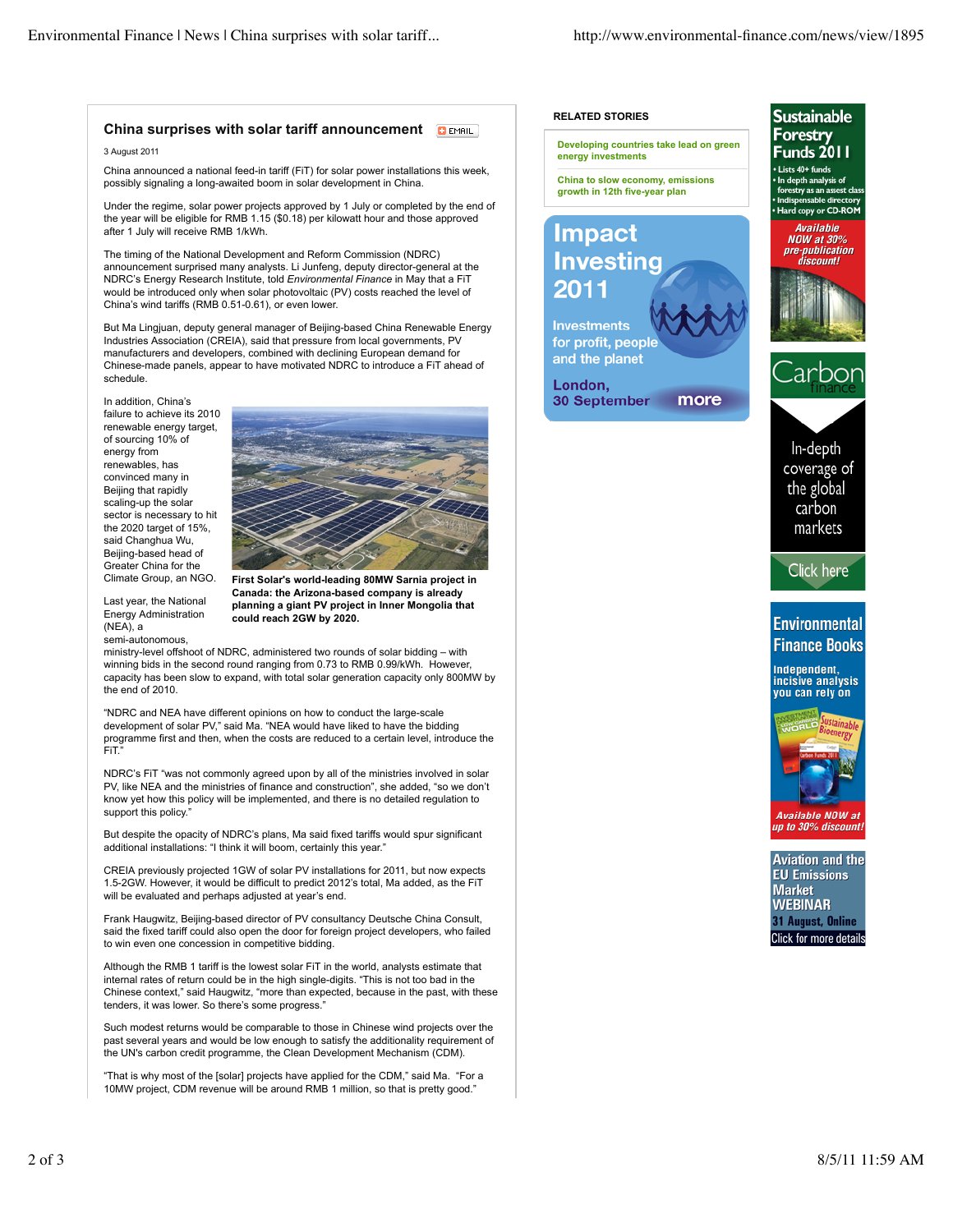## China surprises with solar tariff announcement

3 August 2011

China announced a national feed-in tariff (FiT) for solar power installations this week, possibly signaling a long-awaited boom in solar development in China.

Under the regime, solar power projects approved by 1 July or completed by the end of the year will be eligible for RMB 1.15 ($0.18) per kilowatt hour and those approved after 1 July will receive RMB 1/kWh.

The timing of the National Development and Reform Commission (NDRC) announcement surprised many analysts. Li Junfeng, deputy director-general at the NDRC's Energy Research Institute, told *Environmental Finance* in May that a FiT would be introduced only when solar photovoltaic (PV) costs reached the level of China's wind tariffs (RMB 0.51-0.61), or even lower.

But Ma Lingjuan, deputy general manager of Beijing-based China Renewable Energy Industries Association (CREIA), said that pressure from local governments, PV manufacturers and developers, combined with declining European demand for Chinese-made panels, appear to have motivated NDRC to introduce a FiT ahead of schedule.

In addition, China's failure to achieve its 2010 renewable energy target, of sourcing 10% of energy from renewables, has convinced many in Beijing that rapidly scaling-up the solar sector is necessary to hit the 2020 target of 15%, said Changhua Wu, Beijing-based head of Greater China for the Climate Group, an NGO.

**First Solar's world-leading 80MW Sarnia project in Canada: the Arizona-based company is already planning a giant PV project in Inner Mongolia that could reach 2GW by 2020.**

Last year, the National Energy Administration (NEA), a semi-autonomous, ministry-level offshoot of NDRC, administered two rounds of solar bidding – with winning bids in the second round ranging from 0.73 to RMB 0.99/kWh. However, capacity has been slow to expand, with total solar generation capacity only 800MW by the end of 2010.

"NDRC and NEA have different opinions on how to conduct the large-scale development of solar PV," said Ma. "NEA would have liked to have the bidding programme first and then, when the costs are reduced to a certain level, introduce the FiT."

NDRC's FiT "was not commonly agreed upon by all of the ministries involved in solar PV, like NEA and the ministries of finance and construction," she added, "so we don't know yet how this policy will be implemented, and there is no detailed regulation to support this policy."

But despite the opacity of NDRC's plans, Ma said fixed tariffs would spur significant additional installations: "I think it will boom, certainly this year."

CREIA previously projected 1GW of solar PV installations for 2011, but now expects 1.5-2GW. However, it would be difficult to predict 2012's total, Ma added, as the FiT will be evaluated and perhaps adjusted at year's end.

Frank Haugwitz, Beijing-based director of PV consultancy Deutsche China Consult, said the fixed tariff could also open the door for foreign project developers, who failed to win even one concession in competitive bidding.

Although the RMB 1 tariff is the lowest solar FiT in the world, analysts estimate that internal rates of return could be in the high single-digits. "This is not too bad in the Chinese context," said Haugwitz, "more than expected, because in the past, with these tenders, it was lower. So there's some progress."

Such modest returns would be comparable to those in Chinese wind projects over the past several years and would be low enough to satisfy the additionality requirement of the UN's carbon credit programme, the Clean Development Mechanism (CDM).

"That is why most of the [solar] projects have applied for the CDM," said Ma. "For a 10MW project, CDM revenue will be around RMB 1 million, so that is pretty good."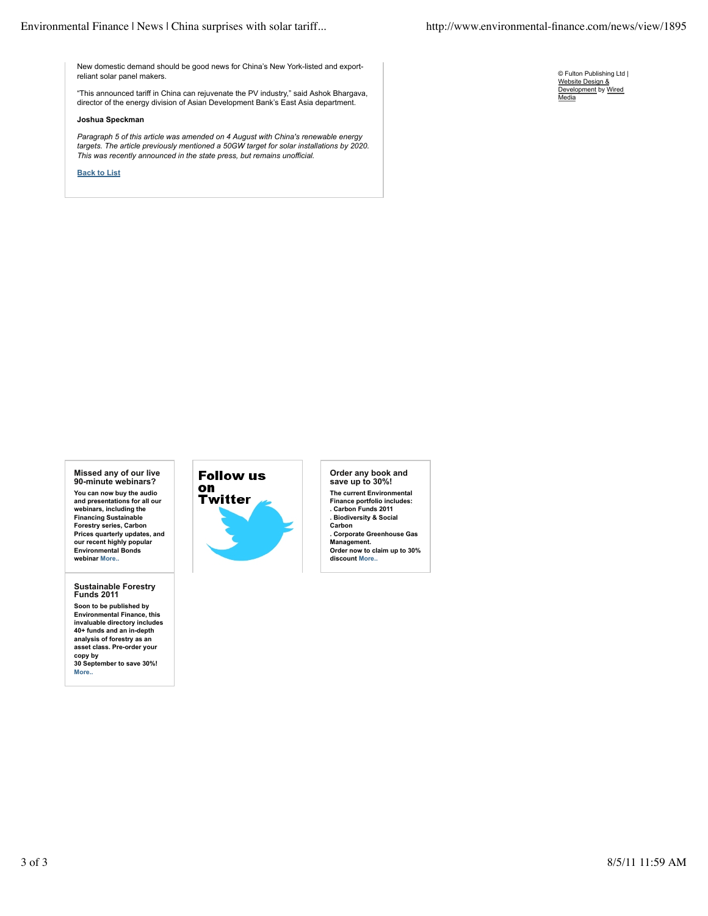New domestic demand should be good news for China's New York-listed and export-reliant solar panel makers.

"This announced tariff in China can rejuvenate the PV industry," said Ashok Bhargava, director of the energy division of Asian Development Bank's East Asia department.

**Joshua Speckman**

*Paragraph 5 of this article was amended on 4 August with China's renewable energy targets. The article previously mentioned a 50GW target for solar installations by 2020. This was recently announced in the state press, but remains unofficial.*

Back to List

© Fulton Publishing Ltd | Website Design & Development by Wired Media

### Missed any of our live 90-minute webinars?

**You can now buy the audio and presentations for all our webinars, including the Financing Sustainable Forestry series, Carbon Prices quarterly updates, and our recent highly popular Environmental Bonds webinar** More..

### Follow us on Twitter

### Order any book and save up to 30%!

**The current Environmental Finance portfolio includes:**
**. Carbon Funds 2011**
**. Biodiversity & Social Carbon**
**. Corporate Greenhouse Gas Management.**
**Order now to claim up to 30% discount** More..

### Sustainable Forestry Funds 2011

**Soon to be published by Environmental Finance, this invaluable directory includes 40+ funds and an in-depth analysis of forestry as an asset class. Pre-order your copy by**
**30 September to save 30%!**
More..